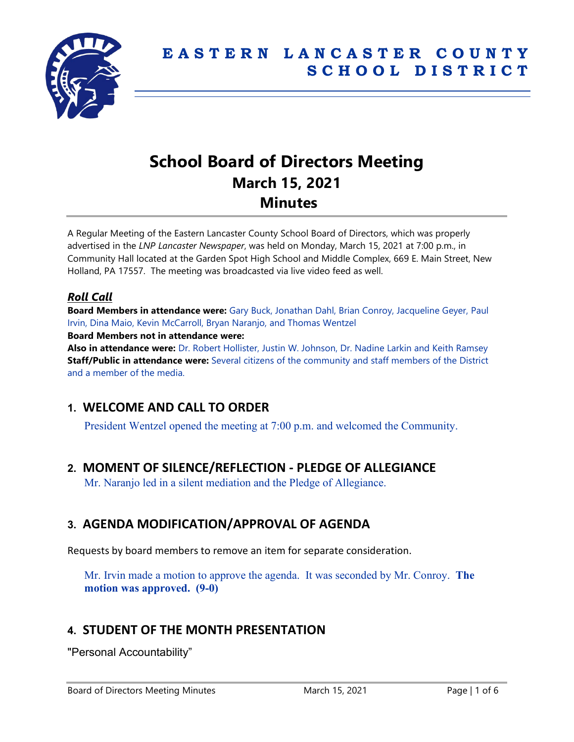# EASTERN LANCASTER COUNTY SCHOOL DISTRICT

# School Board of Directors Meeting
## March 15, 2021
## Minutes

A Regular Meeting of the Eastern Lancaster County School Board of Directors, which was properly advertised in the *LNP Lancaster Newspaper*, was held on Monday, March 15, 2021 at 7:00 p.m., in Community Hall located at the Garden Spot High School and Middle Complex, 669 E. Main Street, New Holland, PA 17557. The meeting was broadcasted via live video feed as well.

### ***Roll Call***

**Board Members in attendance were:** Gary Buck, Jonathan Dahl, Brian Conroy, Jacqueline Geyer, Paul Irvin, Dina Maio, Kevin McCarroll, Bryan Naranjo, and Thomas Wentzel

**Board Members not in attendance were:**

**Also in attendance were:** Dr. Robert Hollister, Justin W. Johnson, Dr. Nadine Larkin and Keith Ramsey

**Staff/Public in attendance were:** Several citizens of the community and staff members of the District and a member of the media.

## 1. WELCOME AND CALL TO ORDER

President Wentzel opened the meeting at 7:00 p.m. and welcomed the Community.

## 2. MOMENT OF SILENCE/REFLECTION - PLEDGE OF ALLEGIANCE

Mr. Naranjo led in a silent mediation and the Pledge of Allegiance.

## 3. AGENDA MODIFICATION/APPROVAL OF AGENDA

Requests by board members to remove an item for separate consideration.

Mr. Irvin made a motion to approve the agenda. It was seconded by Mr. Conroy. **The motion was approved. (9-0)**

## 4. STUDENT OF THE MONTH PRESENTATION

"Personal Accountability"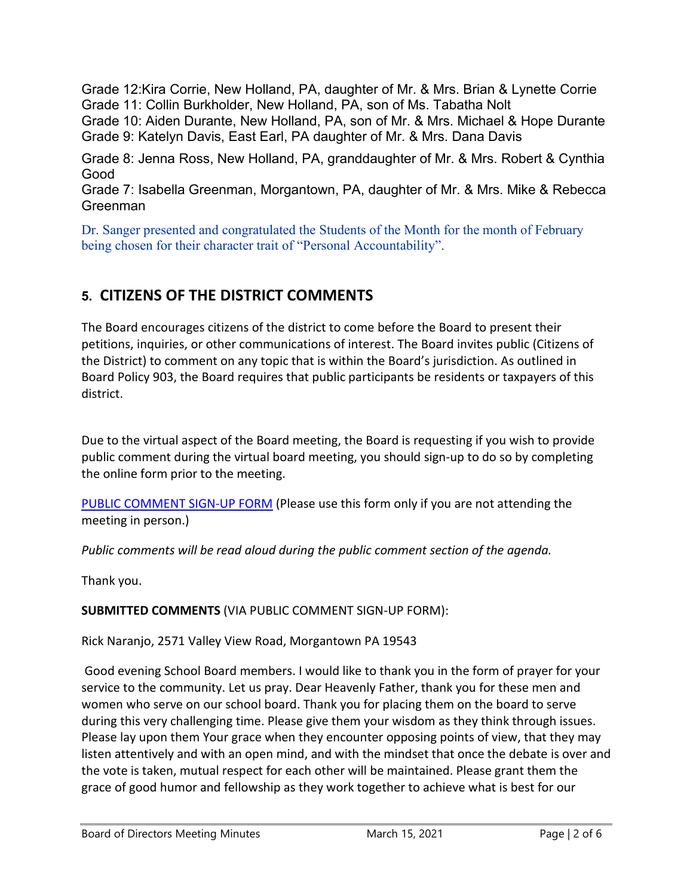Grade 12:Kira Corrie, New Holland, PA, daughter of Mr. & Mrs. Brian & Lynette Corrie
Grade 11: Collin Burkholder, New Holland, PA, son of Ms. Tabatha Nolt
Grade 10: Aiden Durante, New Holland, PA, son of Mr. & Mrs. Michael & Hope Durante
Grade 9: Katelyn Davis, East Earl, PA daughter of Mr. & Mrs. Dana Davis

Grade 8: Jenna Ross, New Holland, PA, granddaughter of Mr. & Mrs. Robert & Cynthia Good
Grade 7: Isabella Greenman, Morgantown, PA, daughter of Mr. & Mrs. Mike & Rebecca Greenman

Dr. Sanger presented and congratulated the Students of the Month for the month of February being chosen for their character trait of "Personal Accountability".

## 5. CITIZENS OF THE DISTRICT COMMENTS

The Board encourages citizens of the district to come before the Board to present their petitions, inquiries, or other communications of interest. The Board invites public (Citizens of the District) to comment on any topic that is within the Board's jurisdiction. As outlined in Board Policy 903, the Board requires that public participants be residents or taxpayers of this district.

Due to the virtual aspect of the Board meeting, the Board is requesting if you wish to provide public comment during the virtual board meeting, you should sign-up to do so by completing the online form prior to the meeting.

PUBLIC COMMENT SIGN-UP FORM (Please use this form only if you are not attending the meeting in person.)

*Public comments will be read aloud during the public comment section of the agenda.*

Thank you.

**SUBMITTED COMMENTS** (VIA PUBLIC COMMENT SIGN-UP FORM):

Rick Naranjo, 2571 Valley View Road, Morgantown PA 19543

Good evening School Board members. I would like to thank you in the form of prayer for your service to the community. Let us pray. Dear Heavenly Father, thank you for these men and women who serve on our school board. Thank you for placing them on the board to serve during this very challenging time. Please give them your wisdom as they think through issues. Please lay upon them Your grace when they encounter opposing points of view, that they may listen attentively and with an open mind, and with the mindset that once the debate is over and the vote is taken, mutual respect for each other will be maintained. Please grant them the grace of good humor and fellowship as they work together to achieve what is best for our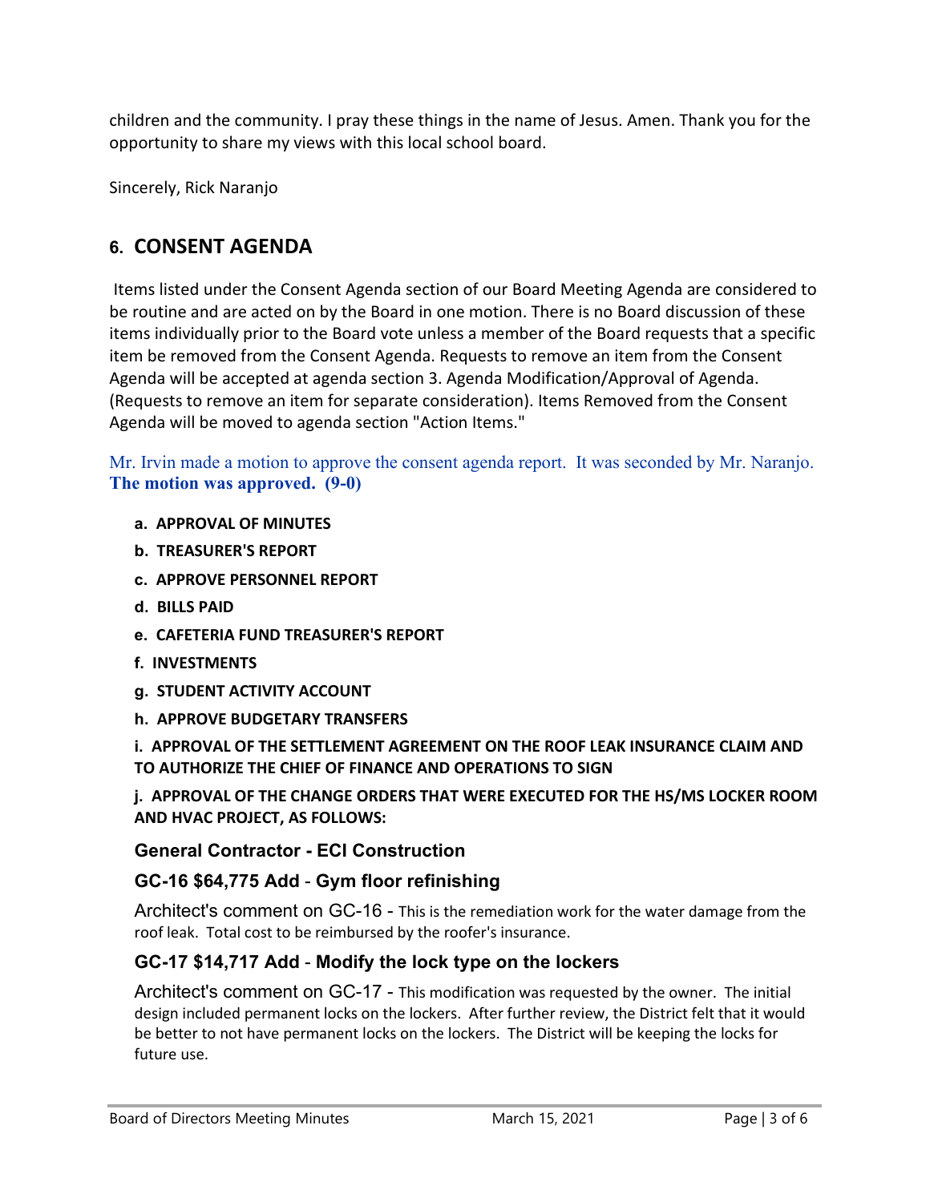children and the community. I pray these things in the name of Jesus. Amen. Thank you for the opportunity to share my views with this local school board.

Sincerely, Rick Naranjo

## 6. CONSENT AGENDA

Items listed under the Consent Agenda section of our Board Meeting Agenda are considered to be routine and are acted on by the Board in one motion. There is no Board discussion of these items individually prior to the Board vote unless a member of the Board requests that a specific item be removed from the Consent Agenda. Requests to remove an item from the Consent Agenda will be accepted at agenda section 3. Agenda Modification/Approval of Agenda. (Requests to remove an item for separate consideration). Items Removed from the Consent Agenda will be moved to agenda section "Action Items."

Mr. Irvin made a motion to approve the consent agenda report. It was seconded by Mr. Naranjo. **The motion was approved. (9-0)**

- **a. APPROVAL OF MINUTES**
- **b. TREASURER'S REPORT**
- **c. APPROVE PERSONNEL REPORT**
- **d. BILLS PAID**
- **e. CAFETERIA FUND TREASURER'S REPORT**
- **f. INVESTMENTS**
- **g. STUDENT ACTIVITY ACCOUNT**
- **h. APPROVE BUDGETARY TRANSFERS**

**i. APPROVAL OF THE SETTLEMENT AGREEMENT ON THE ROOF LEAK INSURANCE CLAIM AND TO AUTHORIZE THE CHIEF OF FINANCE AND OPERATIONS TO SIGN**

**j. APPROVAL OF THE CHANGE ORDERS THAT WERE EXECUTED FOR THE HS/MS LOCKER ROOM AND HVAC PROJECT, AS FOLLOWS:**

### General Contractor - ECI Construction

### GC-16 $64,775 Add - Gym floor refinishing

Architect's comment on GC-16 - This is the remediation work for the water damage from the roof leak. Total cost to be reimbursed by the roofer's insurance.

### GC-17 $14,717 Add - Modify the lock type on the lockers

Architect's comment on GC-17 - This modification was requested by the owner. The initial design included permanent locks on the lockers. After further review, the District felt that it would be better to not have permanent locks on the lockers. The District will be keeping the locks for future use.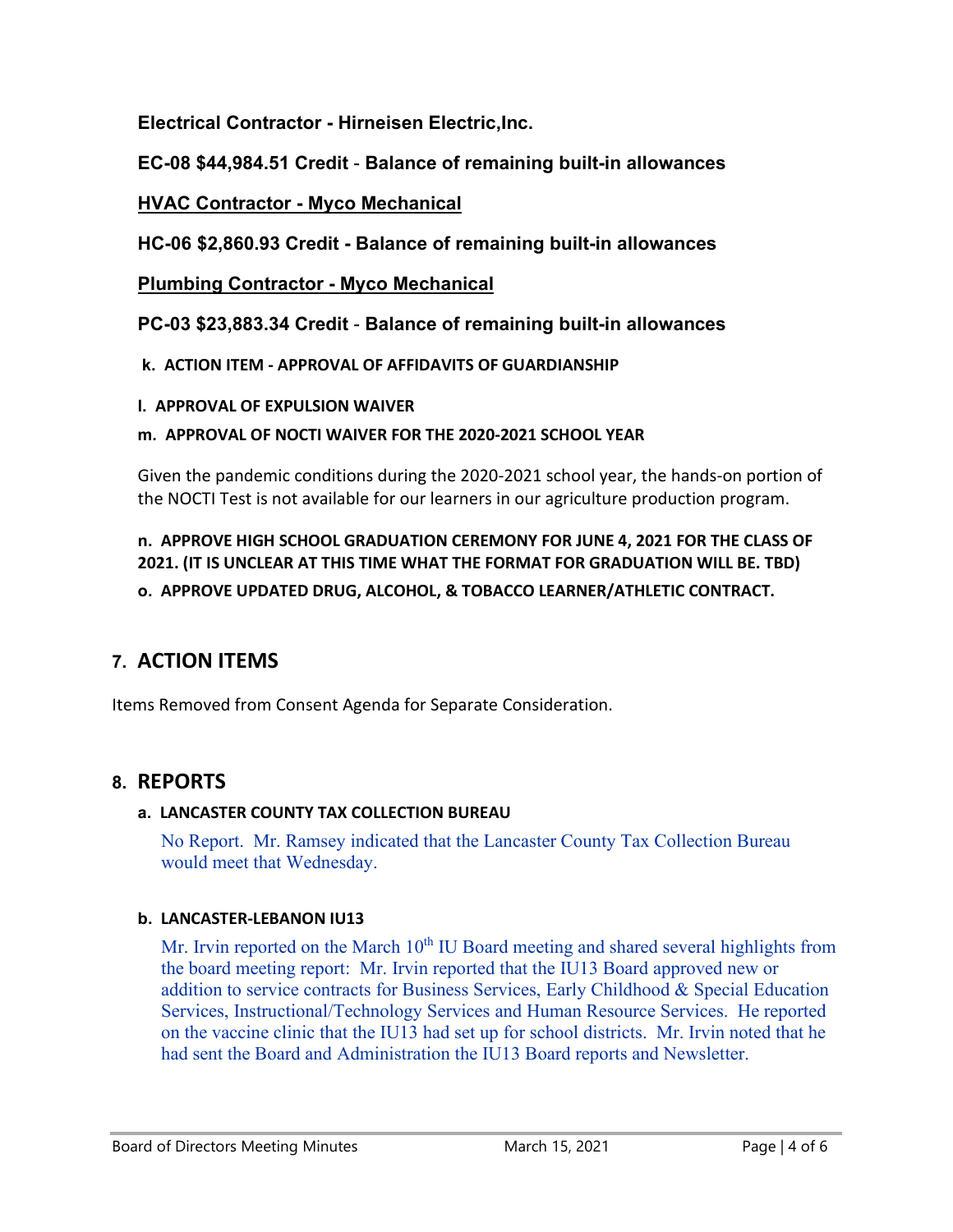**Electrical Contractor - Hirneisen Electric,Inc.**

**EC-08 $44,984.51 Credit - Balance of remaining built-in allowances**

**HVAC Contractor - Myco Mechanical**

**HC-06 $2,860.93 Credit - Balance of remaining built-in allowances**

**Plumbing Contractor - Myco Mechanical**

**PC-03 $23,883.34 Credit - Balance of remaining built-in allowances**

**k. ACTION ITEM - APPROVAL OF AFFIDAVITS OF GUARDIANSHIP**

**l. APPROVAL OF EXPULSION WAIVER**

**m. APPROVAL OF NOCTI WAIVER FOR THE 2020-2021 SCHOOL YEAR**

Given the pandemic conditions during the 2020-2021 school year, the hands-on portion of the NOCTI Test is not available for our learners in our agriculture production program.

**n. APPROVE HIGH SCHOOL GRADUATION CEREMONY FOR JUNE 4, 2021 FOR THE CLASS OF 2021. (IT IS UNCLEAR AT THIS TIME WHAT THE FORMAT FOR GRADUATION WILL BE. TBD)**

**o. APPROVE UPDATED DRUG, ALCOHOL, & TOBACCO LEARNER/ATHLETIC CONTRACT.**

## 7. ACTION ITEMS

Items Removed from Consent Agenda for Separate Consideration.

## 8. REPORTS

### a. LANCASTER COUNTY TAX COLLECTION BUREAU

No Report. Mr. Ramsey indicated that the Lancaster County Tax Collection Bureau would meet that Wednesday.

### b. LANCASTER-LEBANON IU13

Mr. Irvin reported on the March 10th IU Board meeting and shared several highlights from the board meeting report: Mr. Irvin reported that the IU13 Board approved new or addition to service contracts for Business Services, Early Childhood & Special Education Services, Instructional/Technology Services and Human Resource Services. He reported on the vaccine clinic that the IU13 had set up for school districts. Mr. Irvin noted that he had sent the Board and Administration the IU13 Board reports and Newsletter.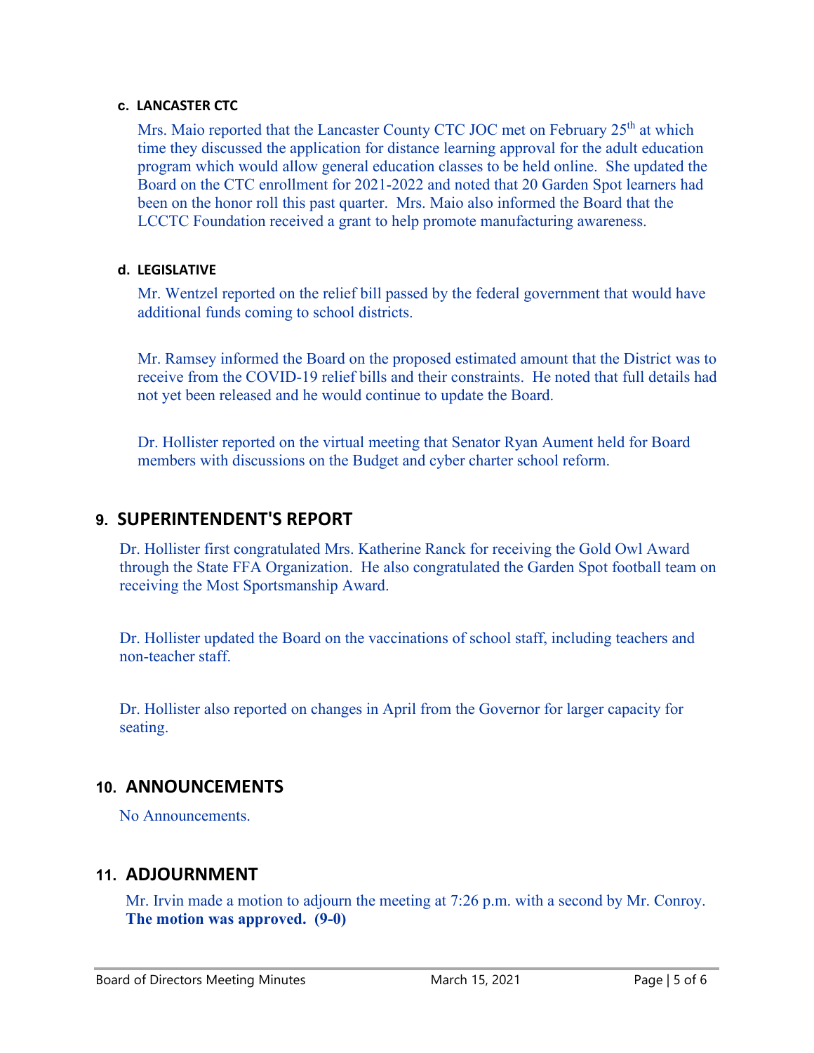#### c. LANCASTER CTC

Mrs. Maio reported that the Lancaster County CTC JOC met on February 25th at which time they discussed the application for distance learning approval for the adult education program which would allow general education classes to be held online. She updated the Board on the CTC enrollment for 2021-2022 and noted that 20 Garden Spot learners had been on the honor roll this past quarter. Mrs. Maio also informed the Board that the LCCTC Foundation received a grant to help promote manufacturing awareness.

#### d. LEGISLATIVE

Mr. Wentzel reported on the relief bill passed by the federal government that would have additional funds coming to school districts.

Mr. Ramsey informed the Board on the proposed estimated amount that the District was to receive from the COVID-19 relief bills and their constraints. He noted that full details had not yet been released and he would continue to update the Board.

Dr. Hollister reported on the virtual meeting that Senator Ryan Aument held for Board members with discussions on the Budget and cyber charter school reform.

## 9. SUPERINTENDENT'S REPORT

Dr. Hollister first congratulated Mrs. Katherine Ranck for receiving the Gold Owl Award through the State FFA Organization. He also congratulated the Garden Spot football team on receiving the Most Sportsmanship Award.

Dr. Hollister updated the Board on the vaccinations of school staff, including teachers and non-teacher staff.

Dr. Hollister also reported on changes in April from the Governor for larger capacity for seating.

## 10. ANNOUNCEMENTS

No Announcements.

## 11. ADJOURNMENT

Mr. Irvin made a motion to adjourn the meeting at 7:26 p.m. with a second by Mr. Conroy. **The motion was approved. (9-0)**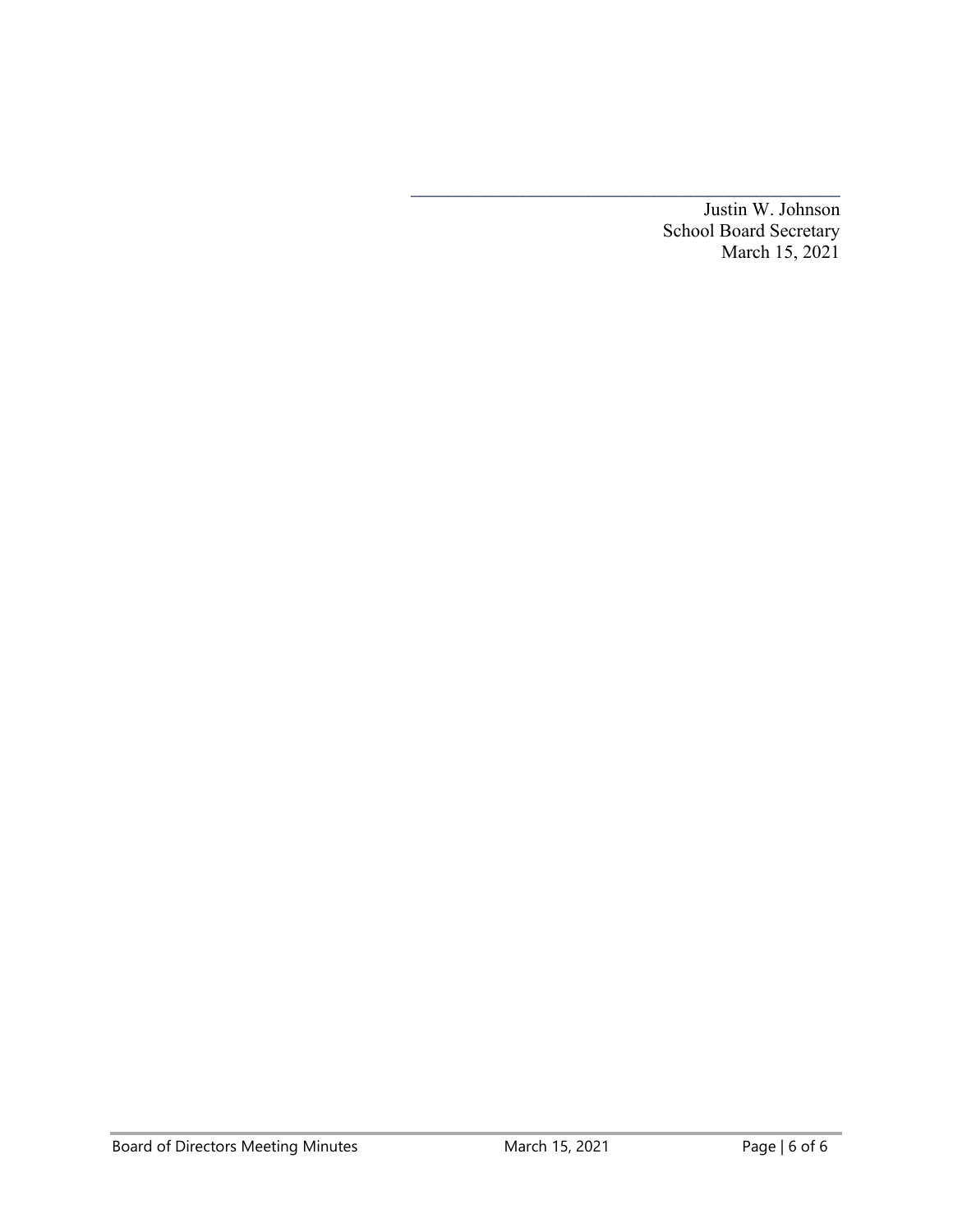\_\_\_\_\_\_\_\_\_\_\_\_\_\_\_\_\_\_\_\_\_\_\_\_\_\_\_\_\_\_\_\_\_\_\_\_\_\_\_\_\_\_\_\_

Justin W. Johnson
School Board Secretary
March 15, 2021